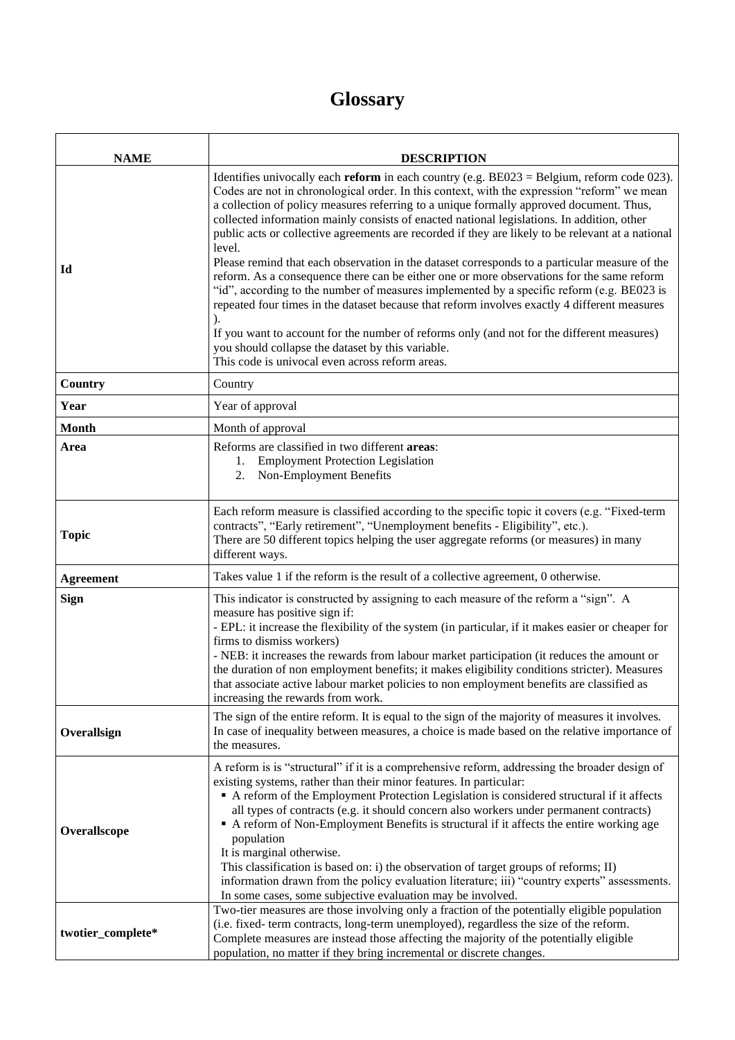# Glossary

| NAME | DESCRIPTION |
|---|---|
| **Id** | Identifies univocally each **reform** in each country (e.g. BE023 = Belgium, reform code 023). Codes are not in chronological order. In this context, with the expression "reform" we mean a collection of policy measures referring to a unique formally approved document. Thus, collected information mainly consists of enacted national legislations. In addition, other public acts or collective agreements are recorded if they are likely to be relevant at a national level.<br>Please remind that each observation in the dataset corresponds to a particular measure of the reform. As a consequence there can be either one or more observations for the same reform "id", according to the number of measures implemented by a specific reform (e.g. BE023 is repeated four times in the dataset because that reform involves exactly 4 different measures ).<br>If you want to account for the number of reforms only (and not for the different measures) you should collapse the dataset by this variable.<br>This code is univocal even across reform areas. |
| **Country** | Country |
| **Year** | Year of approval |
| **Month** | Month of approval |
| **Area** | Reforms are classified in two different **areas**:<br>1. Employment Protection Legislation<br>2. Non-Employment Benefits |
| **Topic** | Each reform measure is classified according to the specific topic it covers (e.g. "Fixed-term contracts", "Early retirement", "Unemployment benefits - Eligibility", etc.).<br>There are 50 different topics helping the user aggregate reforms (or measures) in many different ways. |
| **Agreement** | Takes value 1 if the reform is the result of a collective agreement, 0 otherwise. |
| **Sign** | This indicator is constructed by assigning to each measure of the reform a "sign". A measure has positive sign if:<br>- EPL: it increase the flexibility of the system (in particular, if it makes easier or cheaper for firms to dismiss workers)<br>- NEB: it increases the rewards from labour market participation (it reduces the amount or the duration of non employment benefits; it makes eligibility conditions stricter). Measures that associate active labour market policies to non employment benefits are classified as increasing the rewards from work. |
| **Overallsign** | The sign of the entire reform. It is equal to the sign of the majority of measures it involves. In case of inequality between measures, a choice is made based on the relative importance of the measures. |
| **Overallscope** | A reform is is "structural" if it is a comprehensive reform, addressing the broader design of existing systems, rather than their minor features. In particular:<br>▪ A reform of the Employment Protection Legislation is considered structural if it affects all types of contracts (e.g. it should concern also workers under permanent contracts)<br>▪ A reform of Non-Employment Benefits is structural if it affects the entire working age population<br>It is marginal otherwise.<br>This classification is based on: i) the observation of target groups of reforms; II) information drawn from the policy evaluation literature; iii) "country experts" assessments. In some cases, some subjective evaluation may be involved. |
| **twotier_complete*** | Two-tier measures are those involving only a fraction of the potentially eligible population (i.e. fixed- term contracts, long-term unemployed), regardless the size of the reform. Complete measures are instead those affecting the majority of the potentially eligible population, no matter if they bring incremental or discrete changes. |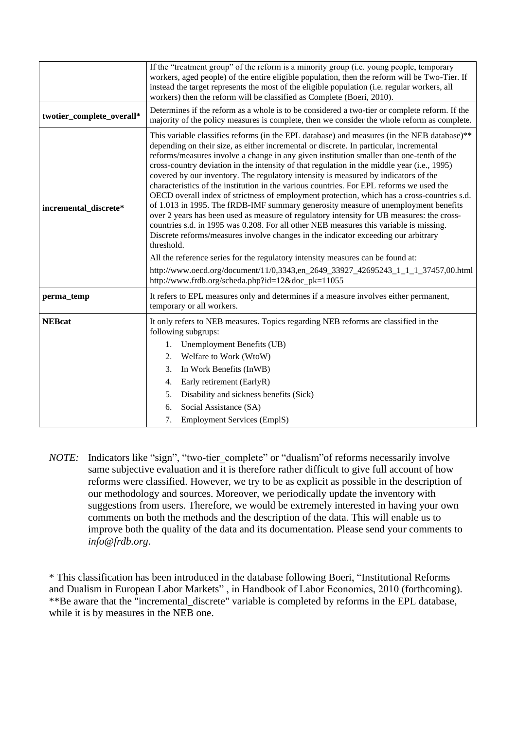| | |
|---|---|
| | If the "treatment group" of the reform is a minority group (i.e. young people, temporary workers, aged people) of the entire eligible population, then the reform will be Two-Tier. If instead the target represents the most of the eligible population (i.e. regular workers, all workers) then the reform will be classified as Complete (Boeri, 2010). |
| **twotier_complete_overall*** | Determines if the reform as a whole is to be considered a two-tier or complete reform. If the majority of the policy measures is complete, then we consider the whole reform as complete. |
| **incremental_discrete*** | This variable classifies reforms (in the EPL database) and measures (in the NEB database)** depending on their size, as either incremental or discrete. In particular, incremental reforms/measures involve a change in any given institution smaller than one-tenth of the cross-country deviation in the intensity of that regulation in the middle year (i.e., 1995) covered by our inventory. The regulatory intensity is measured by indicators of the characteristics of the institution in the various countries. For EPL reforms we used the OECD overall index of strictness of employment protection, which has a cross-countries s.d. of 1.013 in 1995. The fRDB-IMF summary generosity measure of unemployment benefits over 2 years has been used as measure of regulatory intensity for UB measures: the cross-countries s.d. in 1995 was 0.208. For all other NEB measures this variable is missing. Discrete reforms/measures involve changes in the indicator exceeding our arbitrary threshold.<br><br>All the reference series for the regulatory intensity measures can be found at:<br><br>http://www.oecd.org/document/11/0,3343,en_2649_33927_42695243_1_1_1_37457,00.html http://www.frdb.org/scheda.php?id=12&doc_pk=11055 |
| **perma_temp** | It refers to EPL measures only and determines if a measure involves either permanent, temporary or all workers. |
| **NEBcat** | It only refers to NEB measures. Topics regarding NEB reforms are classified in the following subgrups:<br>1. Unemployment Benefits (UB)<br>2. Welfare to Work (WtoW)<br>3. In Work Benefits (InWB)<br>4. Early retirement (EarlyR)<br>5. Disability and sickness benefits (Sick)<br>6. Social Assistance (SA)<br>7. Employment Services (EmplS) |

*NOTE:* Indicators like "sign", "two-tier_complete" or "dualism"of reforms necessarily involve same subjective evaluation and it is therefore rather difficult to give full account of how reforms were classified. However, we try to be as explicit as possible in the description of our methodology and sources. Moreover, we periodically update the inventory with suggestions from users. Therefore, we would be extremely interested in having your own comments on both the methods and the description of the data. This will enable us to improve both the quality of the data and its documentation. Please send your comments to *info@frdb.org*.

* This classification has been introduced in the database following Boeri, "Institutional Reforms and Dualism in European Labor Markets" , in Handbook of Labor Economics, 2010 (forthcoming).
**Be aware that the "incremental_discrete" variable is completed by reforms in the EPL database, while it is by measures in the NEB one.